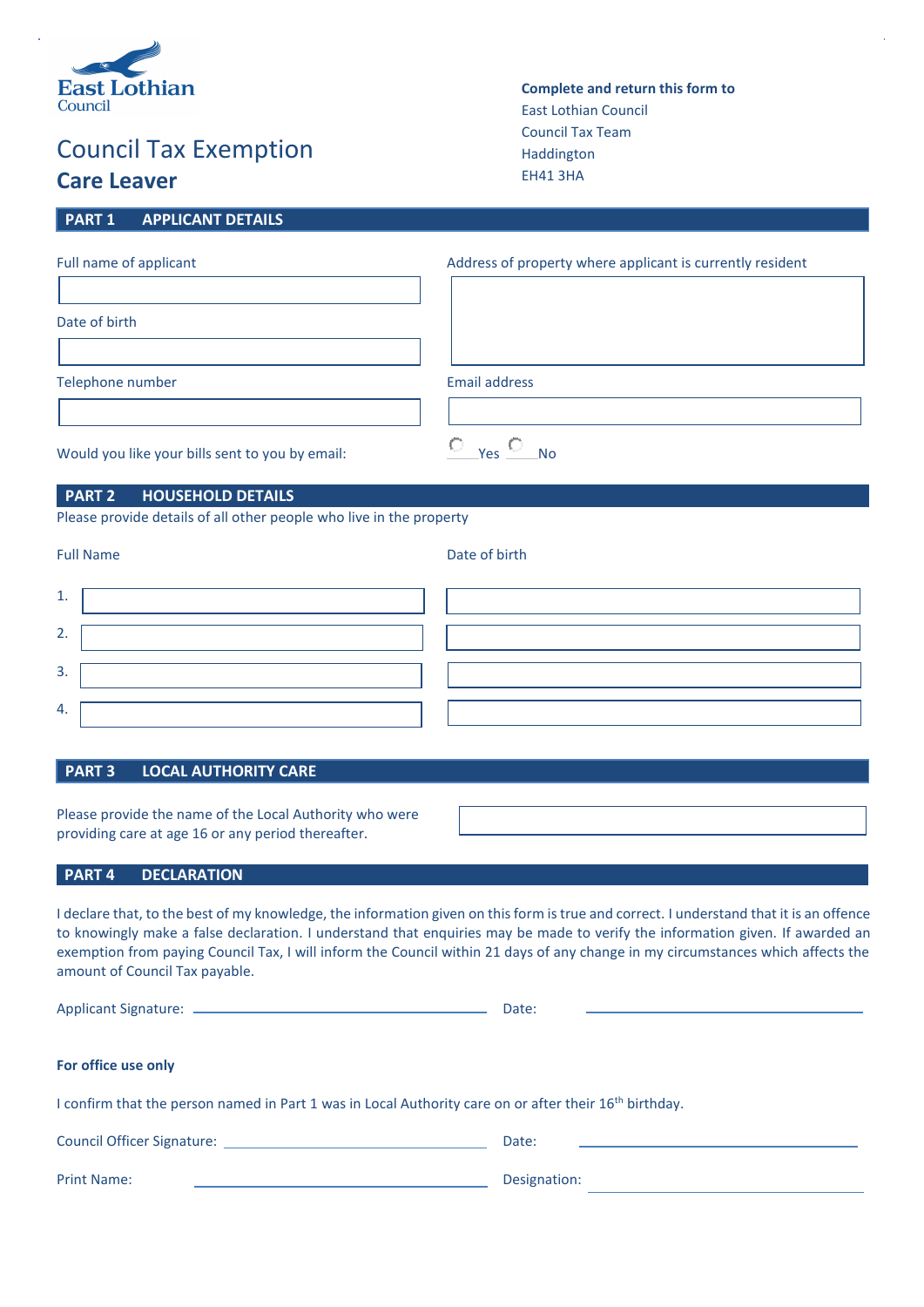East Lothian Council

# Council Tax Exemption

## Care Leaver

**Complete and return this form to**
East Lothian Council
Council Tax Team
Haddington
EH41 3HA

## PART 1 APPLICANT DETAILS

Full name of applicant

Address of property where applicant is currently resident

Date of birth

Telephone number

Email address

Would you like your bills sent to you by email: ○ Yes ○ No

## PART 2 HOUSEHOLD DETAILS

Please provide details of all other people who live in the property

| | Full Name | Date of birth |
|---|---|---|
| 1. | | |
| 2. | | |
| 3. | | |
| 4. | | |

## PART 3 LOCAL AUTHORITY CARE

Please provide the name of the Local Authority who were providing care at age 16 or any period thereafter.

## PART 4 DECLARATION

I declare that, to the best of my knowledge, the information given on this form is true and correct. I understand that it is an offence to knowingly make a false declaration. I understand that enquiries may be made to verify the information given. If awarded an exemption from paying Council Tax, I will inform the Council within 21 days of any change in my circumstances which affects the amount of Council Tax payable.

Applicant Signature: \_\_\_\_\_\_\_\_\_\_\_\_\_\_\_\_ Date: \_\_\_\_\_\_\_\_\_\_\_\_\_\_\_\_

**For office use only**

I confirm that the person named in Part 1 was in Local Authority care on or after their 16th birthday.

Council Officer Signature: \_\_\_\_\_\_\_\_\_\_\_\_\_\_\_\_ Date: \_\_\_\_\_\_\_\_\_\_\_\_\_\_\_\_

Print Name: \_\_\_\_\_\_\_\_\_\_\_\_\_\_\_\_ Designation: \_\_\_\_\_\_\_\_\_\_\_\_\_\_\_\_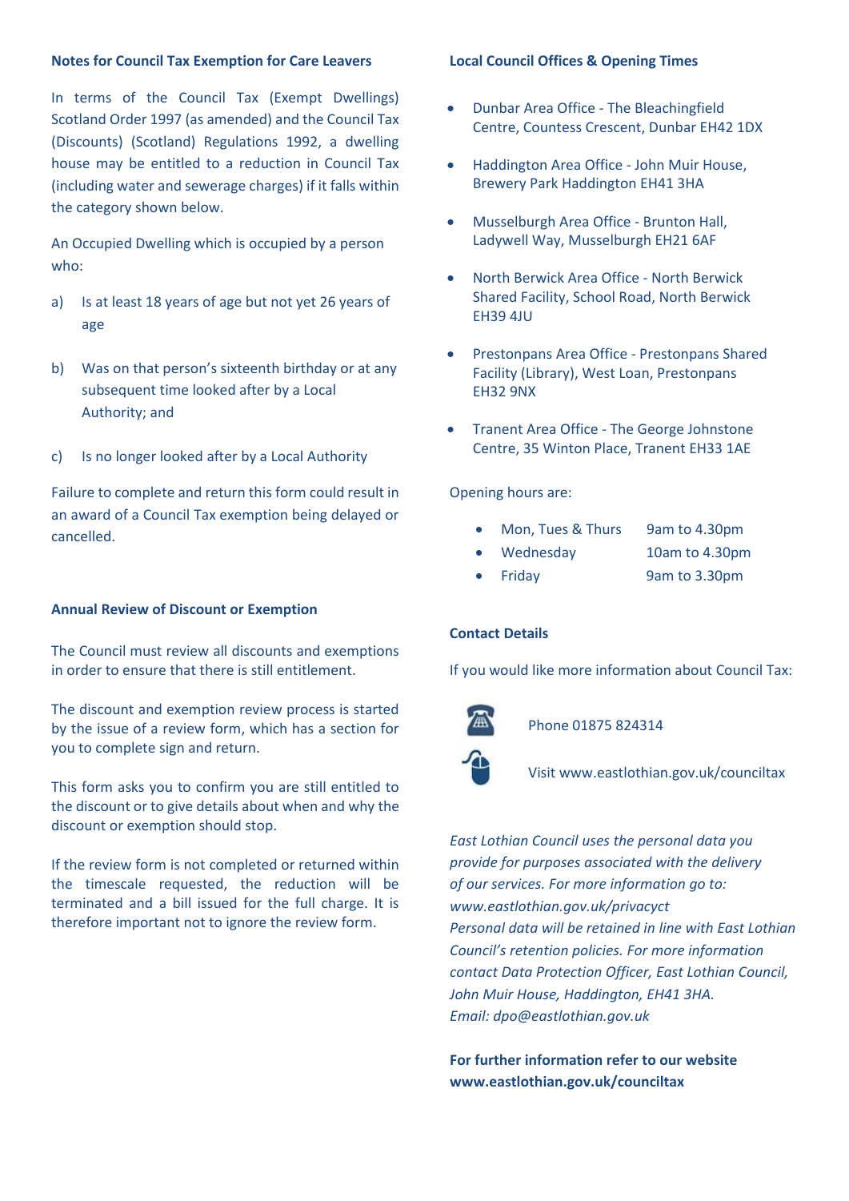## Notes for Council Tax Exemption for Care Leavers

In terms of the Council Tax (Exempt Dwellings) Scotland Order 1997 (as amended) and the Council Tax (Discounts) (Scotland) Regulations 1992, a dwelling house may be entitled to a reduction in Council Tax (including water and sewerage charges) if it falls within the category shown below.

An Occupied Dwelling which is occupied by a person who:

a) Is at least 18 years of age but not yet 26 years of age

b) Was on that person's sixteenth birthday or at any subsequent time looked after by a Local Authority; and

c) Is no longer looked after by a Local Authority

Failure to complete and return this form could result in an award of a Council Tax exemption being delayed or cancelled.

## Annual Review of Discount or Exemption

The Council must review all discounts and exemptions in order to ensure that there is still entitlement.

The discount and exemption review process is started by the issue of a review form, which has a section for you to complete sign and return.

This form asks you to confirm you are still entitled to the discount or to give details about when and why the discount or exemption should stop.

If the review form is not completed or returned within the timescale requested, the reduction will be terminated and a bill issued for the full charge. It is therefore important not to ignore the review form.

## Local Council Offices & Opening Times

- Dunbar Area Office - The Bleachingfield Centre, Countess Crescent, Dunbar EH42 1DX
- Haddington Area Office - John Muir House, Brewery Park Haddington EH41 3HA
- Musselburgh Area Office - Brunton Hall, Ladywell Way, Musselburgh EH21 6AF
- North Berwick Area Office - North Berwick Shared Facility, School Road, North Berwick EH39 4JU
- Prestonpans Area Office - Prestonpans Shared Facility (Library), West Loan, Prestonpans EH32 9NX
- Tranent Area Office - The George Johnstone Centre, 35 Winton Place, Tranent EH33 1AE

Opening hours are:

- Mon, Tues & Thurs 9am to 4.30pm
- Wednesday 10am to 4.30pm
- Friday 9am to 3.30pm

## Contact Details

If you would like more information about Council Tax:

Phone 01875 824314

Visit www.eastlothian.gov.uk/counciltax

*East Lothian Council uses the personal data you provide for purposes associated with the delivery of our services. For more information go to: www.eastlothian.gov.uk/privacyct*
*Personal data will be retained in line with East Lothian Council's retention policies. For more information contact Data Protection Officer, East Lothian Council, John Muir House, Haddington, EH41 3HA.*
*Email: dpo@eastlothian.gov.uk*

**For further information refer to our website www.eastlothian.gov.uk/counciltax**